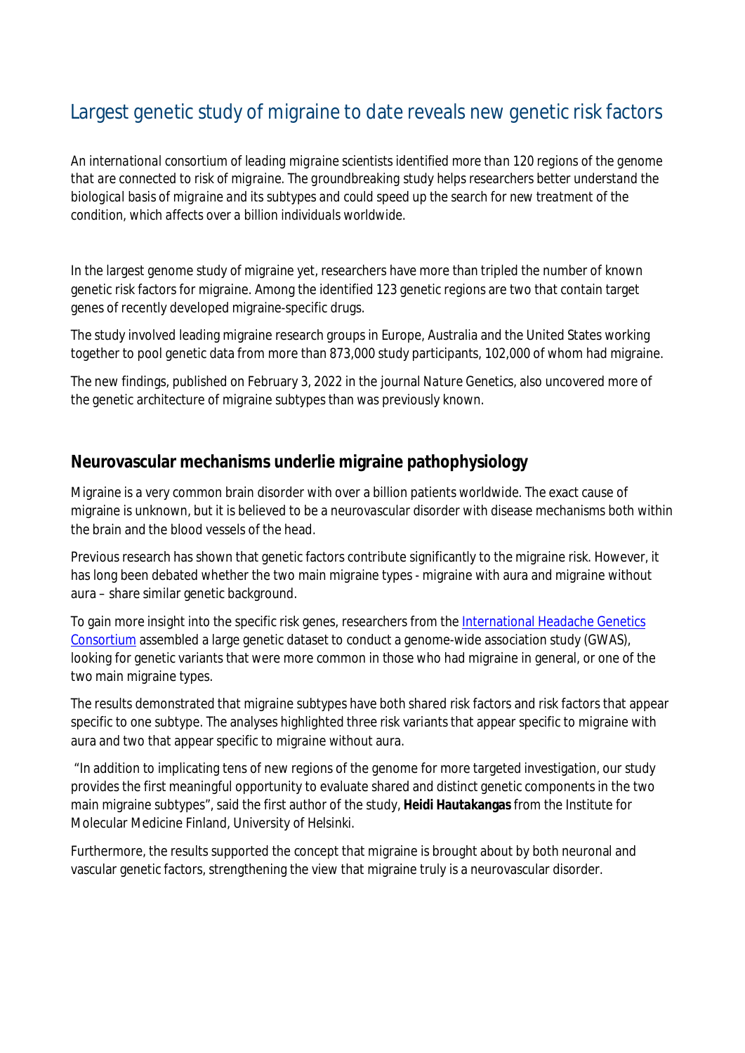# Largest genetic study of migraine to date reveals new genetic risk factors

*An international consortium of leading migraine scientists identified more than 120 regions of the genome that are connected to risk of migraine. The groundbreaking study helps researchers better understand the biological basis of migraine and its subtypes and could speed up the search for new treatment of the condition, which affects over a billion individuals worldwide.*

In the largest genome study of migraine yet, researchers have more than tripled the number of known genetic risk factors for migraine. Among the identified 123 genetic regions are two that contain target genes of recently developed migraine-specific drugs.

The study involved leading migraine research groups in Europe, Australia and the United States working together to pool genetic data from more than 873,000 study participants, 102,000 of whom had migraine.

The new findings, published on February 3, 2022 in the journal *Nature Genetics*, also uncovered more of the genetic architecture of migraine subtypes than was previously known.

## Neurovascular mechanisms underlie migraine pathophysiology

Migraine is a very common brain disorder with over a billion patients worldwide. The exact cause of migraine is unknown, but it is believed to be a neurovascular disorder with disease mechanisms both within the brain and the blood vessels of the head.

Previous research has shown that genetic factors contribute significantly to the migraine risk. However, it has long been debated whether the two main migraine types - migraine with aura and migraine without aura – share similar genetic background.

To gain more insight into the specific risk genes, researchers from the [International Headache Genetics Consortium] assembled a large genetic dataset to conduct a genome-wide association study (GWAS), looking for genetic variants that were more common in those who had migraine in general, or one of the two main migraine types.

The results demonstrated that migraine subtypes have both shared risk factors and risk factors that appear specific to one subtype. The analyses highlighted three risk variants that appear specific to migraine with aura and two that appear specific to migraine without aura.

"In addition to implicating tens of new regions of the genome for more targeted investigation, our study provides the first meaningful opportunity to evaluate shared and distinct genetic components in the two main migraine subtypes", said the first author of the study, **Heidi Hautakangas** from the Institute for Molecular Medicine Finland, University of Helsinki.

Furthermore, the results supported the concept that migraine is brought about by both neuronal and vascular genetic factors, strengthening the view that migraine truly is a neurovascular disorder.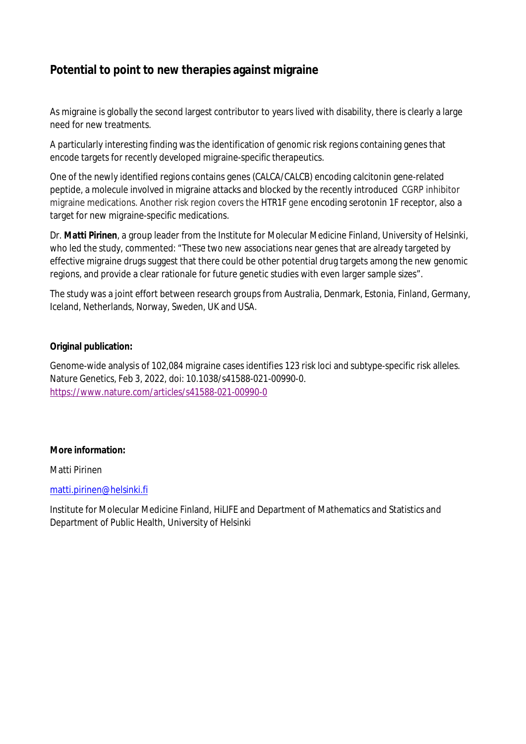## Potential to point to new therapies against migraine

As migraine is globally the second largest contributor to years lived with disability, there is clearly a large need for new treatments.

A particularly interesting finding was the identification of genomic risk regions containing genes that encode targets for recently developed migraine-specific therapeutics.

One of the newly identified regions contains genes (CALCA/CALCB) encoding calcitonin gene-related peptide, a molecule involved in migraine attacks and blocked by the recently introduced CGRP inhibitor migraine medications. Another risk region covers the HTR1F gene encoding serotonin 1F receptor, also a target for new migraine-specific medications.

Dr. **Matti Pirinen**, a group leader from the Institute for Molecular Medicine Finland, University of Helsinki, who led the study, commented: "These two new associations near genes that are already targeted by effective migraine drugs suggest that there could be other potential drug targets among the new genomic regions, and provide a clear rationale for future genetic studies with even larger sample sizes".

The study was a joint effort between research groups from Australia, Denmark, Estonia, Finland, Germany, Iceland, Netherlands, Norway, Sweden, UK and USA.

**Original publication:**

Genome-wide analysis of 102,084 migraine cases identifies 123 risk loci and subtype-specific risk alleles. Nature Genetics, Feb 3, 2022, doi: 10.1038/s41588-021-00990-0.
https://www.nature.com/articles/s41588-021-00990-0

**More information:**

Matti Pirinen

matti.pirinen@helsinki.fi

Institute for Molecular Medicine Finland, HiLIFE and Department of Mathematics and Statistics and Department of Public Health, University of Helsinki